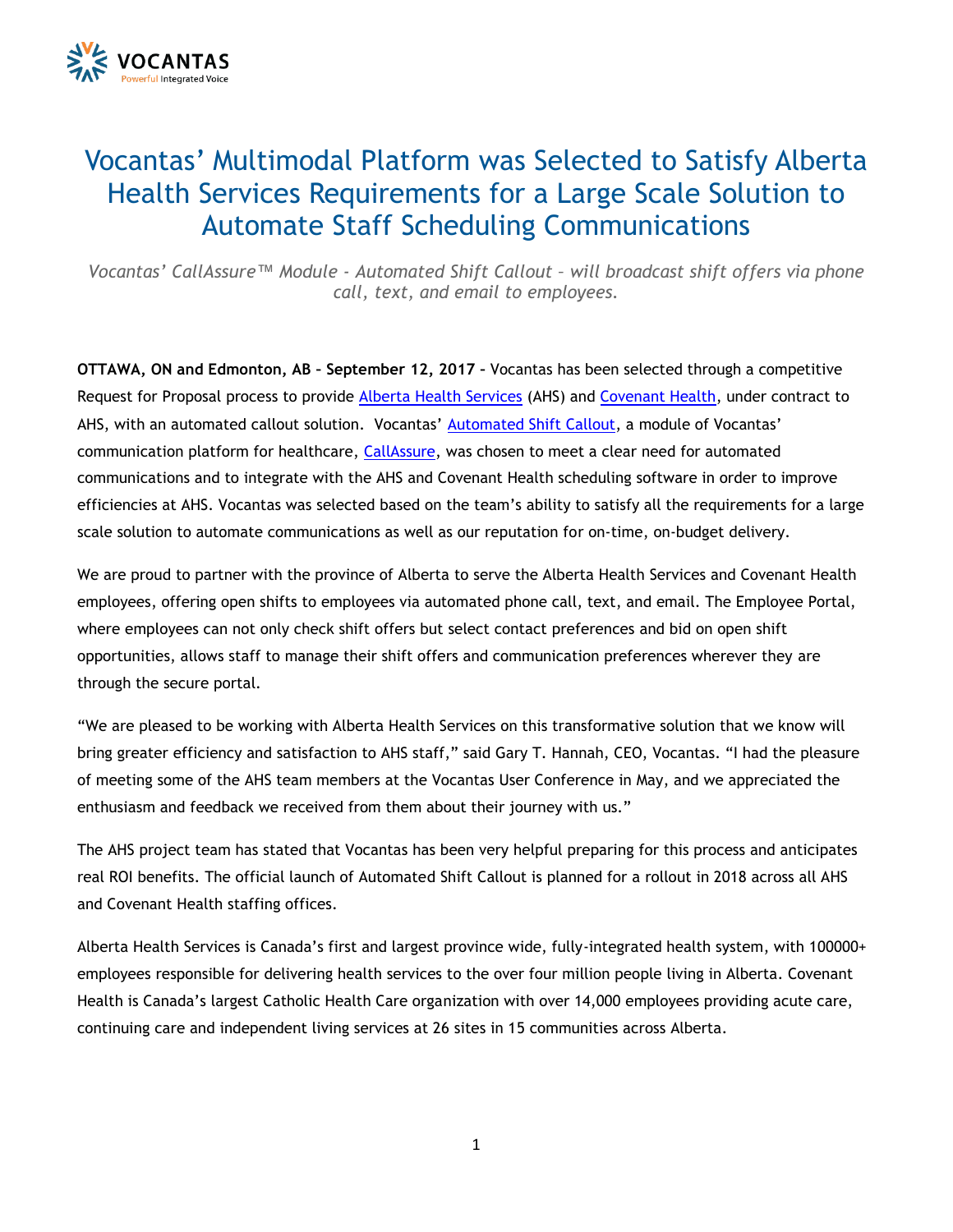# Vocantas' Multimodal Platform was Selected to Satisfy Alberta Health Services Requirements for a Large Scale Solution to Automate Staff Scheduling Communications

*Vocantas' CallAssure™ Module - Automated Shift Callout – will broadcast shift offers via phone call, text, and email to employees.*

**OTTAWA, ON and Edmonton, AB – September 12, 2017 –** Vocantas has been selected through a competitive Request for Proposal process to provide Alberta Health Services (AHS) and Covenant Health, under contract to AHS, with an automated callout solution. Vocantas' Automated Shift Callout, a module of Vocantas' communication platform for healthcare, CallAssure, was chosen to meet a clear need for automated communications and to integrate with the AHS and Covenant Health scheduling software in order to improve efficiencies at AHS. Vocantas was selected based on the team's ability to satisfy all the requirements for a large scale solution to automate communications as well as our reputation for on-time, on-budget delivery.

We are proud to partner with the province of Alberta to serve the Alberta Health Services and Covenant Health employees, offering open shifts to employees via automated phone call, text, and email. The Employee Portal, where employees can not only check shift offers but select contact preferences and bid on open shift opportunities, allows staff to manage their shift offers and communication preferences wherever they are through the secure portal.

"We are pleased to be working with Alberta Health Services on this transformative solution that we know will bring greater efficiency and satisfaction to AHS staff," said Gary T. Hannah, CEO, Vocantas. "I had the pleasure of meeting some of the AHS team members at the Vocantas User Conference in May, and we appreciated the enthusiasm and feedback we received from them about their journey with us."

The AHS project team has stated that Vocantas has been very helpful preparing for this process and anticipates real ROI benefits. The official launch of Automated Shift Callout is planned for a rollout in 2018 across all AHS and Covenant Health staffing offices.

Alberta Health Services is Canada's first and largest province wide, fully-integrated health system, with 100000+ employees responsible for delivering health services to the over four million people living in Alberta. Covenant Health is Canada's largest Catholic Health Care organization with over 14,000 employees providing acute care, continuing care and independent living services at 26 sites in 15 communities across Alberta.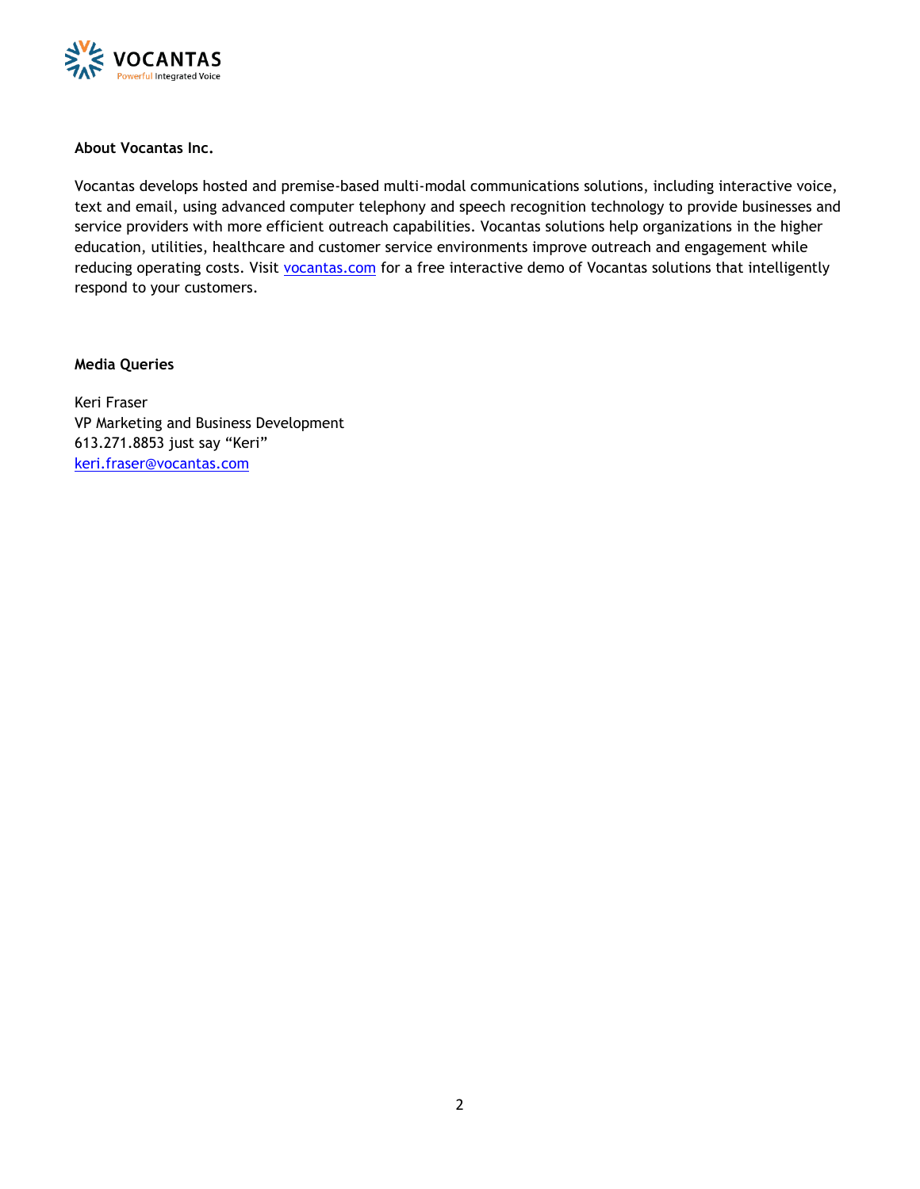## About Vocantas Inc.

Vocantas develops hosted and premise-based multi-modal communications solutions, including interactive voice, text and email, using advanced computer telephony and speech recognition technology to provide businesses and service providers with more efficient outreach capabilities. Vocantas solutions help organizations in the higher education, utilities, healthcare and customer service environments improve outreach and engagement while reducing operating costs. Visit [vocantas.com](http://vocantas.com) for a free interactive demo of Vocantas solutions that intelligently respond to your customers.

## Media Queries

Keri Fraser
VP Marketing and Business Development
613.271.8853 just say “Keri”
[keri.fraser@vocantas.com](mailto:keri.fraser@vocantas.com)